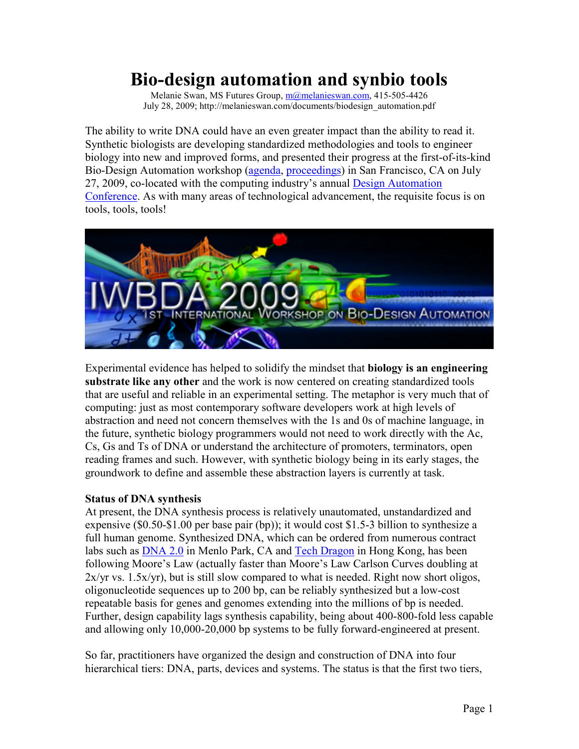# Bio-design automation and synbio tools

Melanie Swan, MS Futures Group, m@melanieswan.com, 415-505-4426
July 28, 2009; http://melanieswan.com/documents/biodesign_automation.pdf

The ability to write DNA could have an even greater impact than the ability to read it. Synthetic biologists are developing standardized methodologies and tools to engineer biology into new and improved forms, and presented their progress at the first-of-its-kind Bio-Design Automation workshop (agenda, proceedings) in San Francisco, CA on July 27, 2009, co-located with the computing industry's annual Design Automation Conference. As with many areas of technological advancement, the requisite focus is on tools, tools, tools!

Experimental evidence has helped to solidify the mindset that **biology is an engineering substrate like any other** and the work is now centered on creating standardized tools that are useful and reliable in an experimental setting. The metaphor is very much that of computing: just as most contemporary software developers work at high levels of abstraction and need not concern themselves with the 1s and 0s of machine language, in the future, synthetic biology programmers would not need to work directly with the Ac, Cs, Gs and Ts of DNA or understand the architecture of promoters, terminators, open reading frames and such. However, with synthetic biology being in its early stages, the groundwork to define and assemble these abstraction layers is currently at task.

**Status of DNA synthesis**

At present, the DNA synthesis process is relatively unautomated, unstandardized and expensive ($0.50-$1.00 per base pair (bp)); it would cost $1.5-3 billion to synthesize a full human genome. Synthesized DNA, which can be ordered from numerous contract labs such as DNA 2.0 in Menlo Park, CA and Tech Dragon in Hong Kong, has been following Moore's Law (actually faster than Moore's Law Carlson Curves doubling at 2x/yr vs. 1.5x/yr), but is still slow compared to what is needed. Right now short oligos, oligonucleotide sequences up to 200 bp, can be reliably synthesized but a low-cost repeatable basis for genes and genomes extending into the millions of bp is needed. Further, design capability lags synthesis capability, being about 400-800-fold less capable and allowing only 10,000-20,000 bp systems to be fully forward-engineered at present.

So far, practitioners have organized the design and construction of DNA into four hierarchical tiers: DNA, parts, devices and systems. The status is that the first two tiers,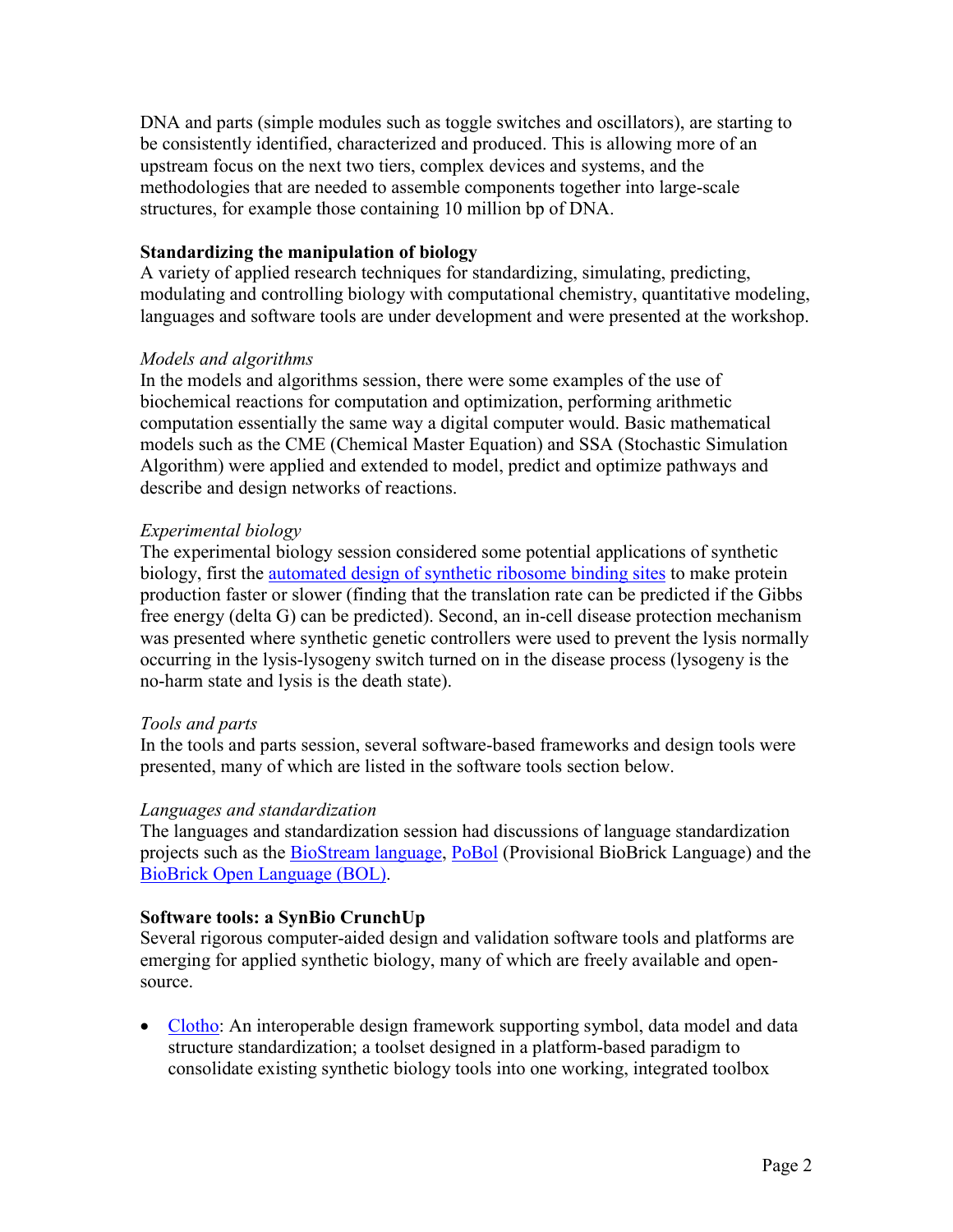DNA and parts (simple modules such as toggle switches and oscillators), are starting to be consistently identified, characterized and produced. This is allowing more of an upstream focus on the next two tiers, complex devices and systems, and the methodologies that are needed to assemble components together into large-scale structures, for example those containing 10 million bp of DNA.

**Standardizing the manipulation of biology**

A variety of applied research techniques for standardizing, simulating, predicting, modulating and controlling biology with computational chemistry, quantitative modeling, languages and software tools are under development and were presented at the workshop.

*Models and algorithms*

In the models and algorithms session, there were some examples of the use of biochemical reactions for computation and optimization, performing arithmetic computation essentially the same way a digital computer would. Basic mathematical models such as the CME (Chemical Master Equation) and SSA (Stochastic Simulation Algorithm) were applied and extended to model, predict and optimize pathways and describe and design networks of reactions.

*Experimental biology*

The experimental biology session considered some potential applications of synthetic biology, first the automated design of synthetic ribosome binding sites to make protein production faster or slower (finding that the translation rate can be predicted if the Gibbs free energy (delta G) can be predicted). Second, an in-cell disease protection mechanism was presented where synthetic genetic controllers were used to prevent the lysis normally occurring in the lysis-lysogeny switch turned on in the disease process (lysogeny is the no-harm state and lysis is the death state).

*Tools and parts*

In the tools and parts session, several software-based frameworks and design tools were presented, many of which are listed in the software tools section below.

*Languages and standardization*

The languages and standardization session had discussions of language standardization projects such as the BioStream language, PoBol (Provisional BioBrick Language) and the BioBrick Open Language (BOL).

**Software tools: a SynBio CrunchUp**

Several rigorous computer-aided design and validation software tools and platforms are emerging for applied synthetic biology, many of which are freely available and open-source.

- Clotho: An interoperable design framework supporting symbol, data model and data structure standardization; a toolset designed in a platform-based paradigm to consolidate existing synthetic biology tools into one working, integrated toolbox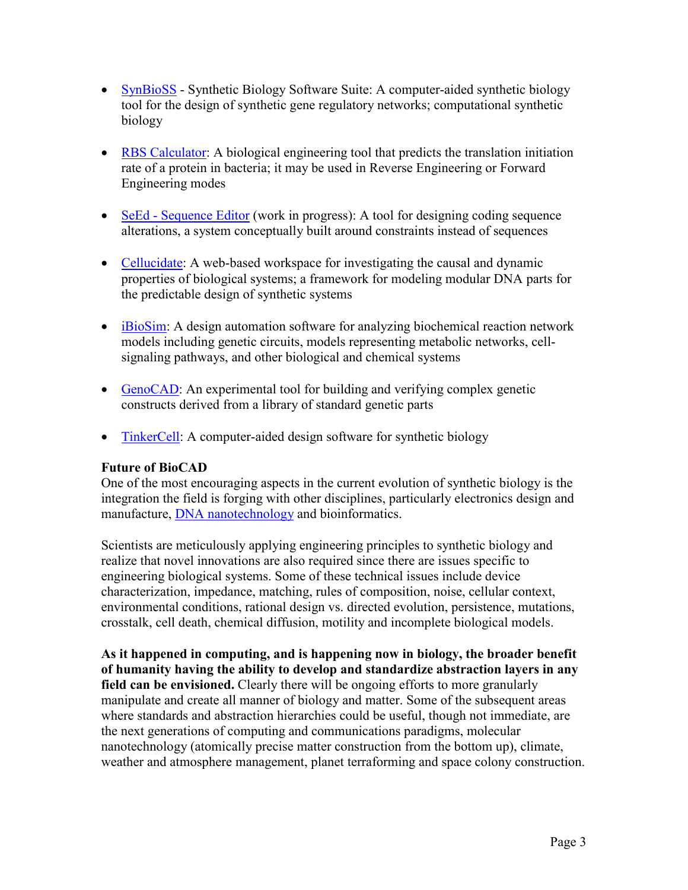- SynBioSS - Synthetic Biology Software Suite: A computer-aided synthetic biology tool for the design of synthetic gene regulatory networks; computational synthetic biology

- RBS Calculator: A biological engineering tool that predicts the translation initiation rate of a protein in bacteria; it may be used in Reverse Engineering or Forward Engineering modes

- SeEd - Sequence Editor (work in progress): A tool for designing coding sequence alterations, a system conceptually built around constraints instead of sequences

- Cellucidate: A web-based workspace for investigating the causal and dynamic properties of biological systems; a framework for modeling modular DNA parts for the predictable design of synthetic systems

- iBioSim: A design automation software for analyzing biochemical reaction network models including genetic circuits, models representing metabolic networks, cell-signaling pathways, and other biological and chemical systems

- GenoCAD: An experimental tool for building and verifying complex genetic constructs derived from a library of standard genetic parts

- TinkerCell: A computer-aided design software for synthetic biology

**Future of BioCAD**

One of the most encouraging aspects in the current evolution of synthetic biology is the integration the field is forging with other disciplines, particularly electronics design and manufacture, DNA nanotechnology and bioinformatics.

Scientists are meticulously applying engineering principles to synthetic biology and realize that novel innovations are also required since there are issues specific to engineering biological systems. Some of these technical issues include device characterization, impedance, matching, rules of composition, noise, cellular context, environmental conditions, rational design vs. directed evolution, persistence, mutations, crosstalk, cell death, chemical diffusion, motility and incomplete biological models.

**As it happened in computing, and is happening now in biology, the broader benefit of humanity having the ability to develop and standardize abstraction layers in any field can be envisioned.** Clearly there will be ongoing efforts to more granularly manipulate and create all manner of biology and matter. Some of the subsequent areas where standards and abstraction hierarchies could be useful, though not immediate, are the next generations of computing and communications paradigms, molecular nanotechnology (atomically precise matter construction from the bottom up), climate, weather and atmosphere management, planet terraforming and space colony construction.